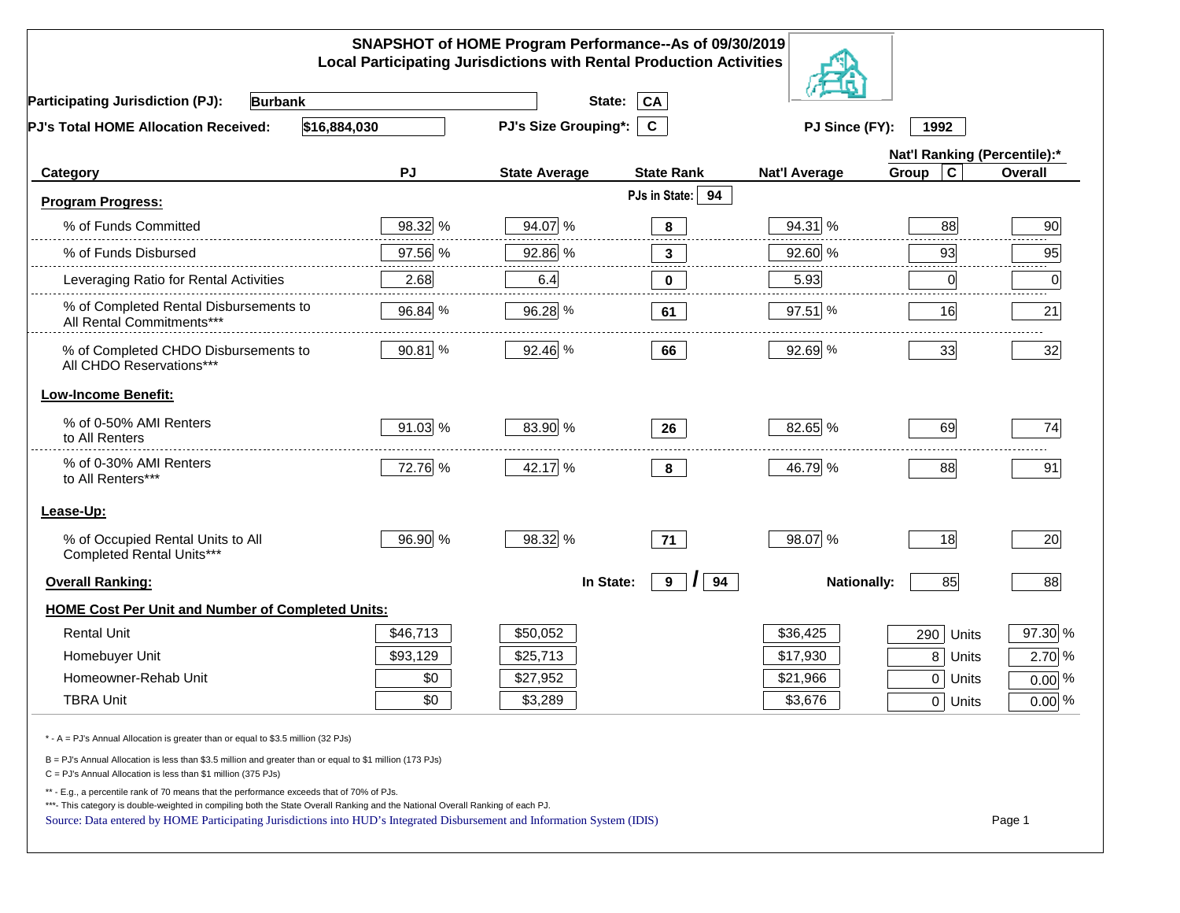# SNAPSHOT of HOME Program Performance--As of 09/30/2019
## Local Participating Jurisdictions with Rental Production Activities

**Participating Jurisdiction (PJ):** Burbank  **State:** CA

**PJ's Total HOME Allocation Received:** $16,884,030  **PJ's Size Grouping*:** C  **PJ Since (FY):** 1992

| Category | PJ | State Average | State Rank | Nat'l Average | Nat'l Ranking (Percentile):* Group C | Nat'l Ranking (Percentile):* Overall |
|---|---|---|---|---|---|---|
| **Program Progress:** | | | PJs in State: 94 | | | |
| % of Funds Committed | 98.32 % | 94.07 % | 8 | 94.31 % | 88 | 90 |
| % of Funds Disbursed | 97.56 % | 92.86 % | 3 | 92.60 % | 93 | 95 |
| Leveraging Ratio for Rental Activities | 2.68 | 6.4 | 0 | 5.93 | 0 | 0 |
| % of Completed Rental Disbursements to All Rental Commitments*** | 96.84 % | 96.28 % | 61 | 97.51 % | 16 | 21 |
| % of Completed CHDO Disbursements to All CHDO Reservations*** | 90.81 % | 92.46 % | 66 | 92.69 % | 33 | 32 |
| **Low-Income Benefit:** | | | | | | |
| % of 0-50% AMI Renters to All Renters | 91.03 % | 83.90 % | 26 | 82.65 % | 69 | 74 |
| % of 0-30% AMI Renters to All Renters*** | 72.76 % | 42.17 % | 8 | 46.79 % | 88 | 91 |
| **Lease-Up:** | | | | | | |
| % of Occupied Rental Units to All Completed Rental Units*** | 96.90 % | 98.32 % | 71 | 98.07 % | 18 | 20 |
| **Overall Ranking:** | | In State: | 9 / 94 | Nationally: | 85 | 88 |

**HOME Cost Per Unit and Number of Completed Units:**

| Unit Type | PJ | State Average | Nat'l Average | Units | % |
|---|---|---|---|---|---|
| Rental Unit | $46,713 | $50,052 | $36,425 | 290 Units | 97.30 % |
| Homebuyer Unit | $93,129 | $25,713 | $17,930 | 8 Units | 2.70 % |
| Homeowner-Rehab Unit | $0 | $27,952 | $21,966 | 0 Units | 0.00 % |
| TBRA Unit | $0 | $3,289 | $3,676 | 0 Units | 0.00 % |

* - A = PJ's Annual Allocation is greater than or equal to $3.5 million (32 PJs)

B = PJ's Annual Allocation is less than $3.5 million and greater than or equal to $1 million (173 PJs)

C = PJ's Annual Allocation is less than $1 million (375 PJs)

** - E.g., a percentile rank of 70 means that the performance exceeds that of 70% of PJs.

***- This category is double-weighted in compiling both the State Overall Ranking and the National Overall Ranking of each PJ.

Source: Data entered by HOME Participating Jurisdictions into HUD's Integrated Disbursement and Information System (IDIS)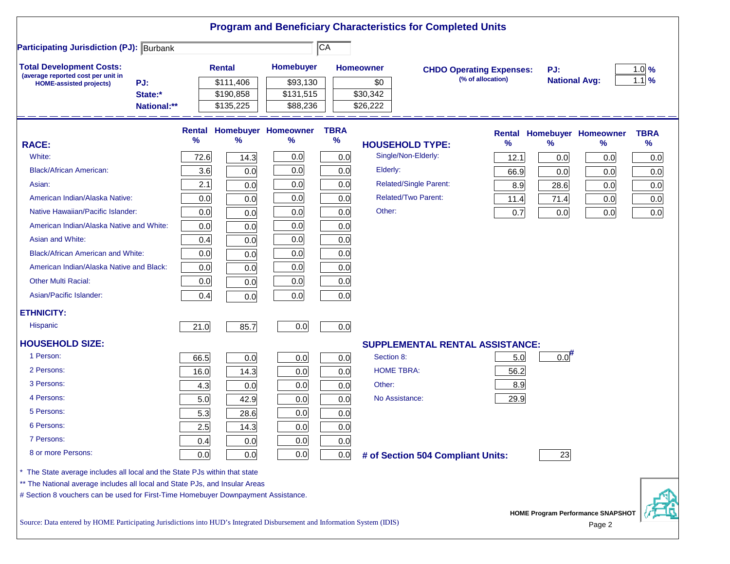# Program and Beneficiary Characteristics for Completed Units

**Participating Jurisdiction (PJ):** Burbank CA

**Total Development Costs:**
(average reported cost per unit in HOME-assisted projects)

| | Rental | Homebuyer | Homeowner |
|---|---|---|---|
| PJ: | $111,406 | $93,130 | $0 |
| State:* | $190,858 | $131,515 | $30,342 |
| National:** | $135,225 | $88,236 | $26,222 |

**CHDO Operating Expenses:** (% of allocation)

| | |
|---|---|
| PJ: | 1.0 % |
| National Avg: | 1.1 % |

| RACE: | Rental % | Homebuyer % | Homeowner % | TBRA % |
|---|---|---|---|---|
| White: | 72.6 | 14.3 | 0.0 | 0.0 |
| Black/African American: | 3.6 | 0.0 | 0.0 | 0.0 |
| Asian: | 2.1 | 0.0 | 0.0 | 0.0 |
| American Indian/Alaska Native: | 0.0 | 0.0 | 0.0 | 0.0 |
| Native Hawaiian/Pacific Islander: | 0.0 | 0.0 | 0.0 | 0.0 |
| American Indian/Alaska Native and White: | 0.0 | 0.0 | 0.0 | 0.0 |
| Asian and White: | 0.4 | 0.0 | 0.0 | 0.0 |
| Black/African American and White: | 0.0 | 0.0 | 0.0 | 0.0 |
| American Indian/Alaska Native and Black: | 0.0 | 0.0 | 0.0 | 0.0 |
| Other Multi Racial: | 0.0 | 0.0 | 0.0 | 0.0 |
| Asian/Pacific Islander: | 0.4 | 0.0 | 0.0 | 0.0 |
| **ETHNICITY:** | | | | |
| Hispanic | 21.0 | 85.7 | 0.0 | 0.0 |
| **HOUSEHOLD SIZE:** | | | | |
| 1 Person: | 66.5 | 0.0 | 0.0 | 0.0 |
| 2 Persons: | 16.0 | 14.3 | 0.0 | 0.0 |
| 3 Persons: | 4.3 | 0.0 | 0.0 | 0.0 |
| 4 Persons: | 5.0 | 42.9 | 0.0 | 0.0 |
| 5 Persons: | 5.3 | 28.6 | 0.0 | 0.0 |
| 6 Persons: | 2.5 | 14.3 | 0.0 | 0.0 |
| 7 Persons: | 0.4 | 0.0 | 0.0 | 0.0 |
| 8 or more Persons: | 0.0 | 0.0 | 0.0 | 0.0 |

| HOUSEHOLD TYPE: | Rental % | Homebuyer % | Homeowner % | TBRA % |
|---|---|---|---|---|
| Single/Non-Elderly: | 12.1 | 0.0 | 0.0 | 0.0 |
| Elderly: | 66.9 | 0.0 | 0.0 | 0.0 |
| Related/Single Parent: | 8.9 | 28.6 | 0.0 | 0.0 |
| Related/Two Parent: | 11.4 | 71.4 | 0.0 | 0.0 |
| Other: | 0.7 | 0.0 | 0.0 | 0.0 |

| SUPPLEMENTAL RENTAL ASSISTANCE: | Rental | Homebuyer |
|---|---|---|
| Section 8: | 5.0 | 0.0# |
| HOME TBRA: | 56.2 | |
| Other: | 8.9 | |
| No Assistance: | 29.9 | |

**# of Section 504 Compliant Units:** 23

\* The State average includes all local and the State PJs within that state

** The National average includes all local and State PJs, and Insular Areas

# Section 8 vouchers can be used for First-Time Homebuyer Downpayment Assistance.

Source: Data entered by HOME Participating Jurisdictions into HUD's Integrated Disbursement and Information System (IDIS)

HOME Program Performance SNAPSHOT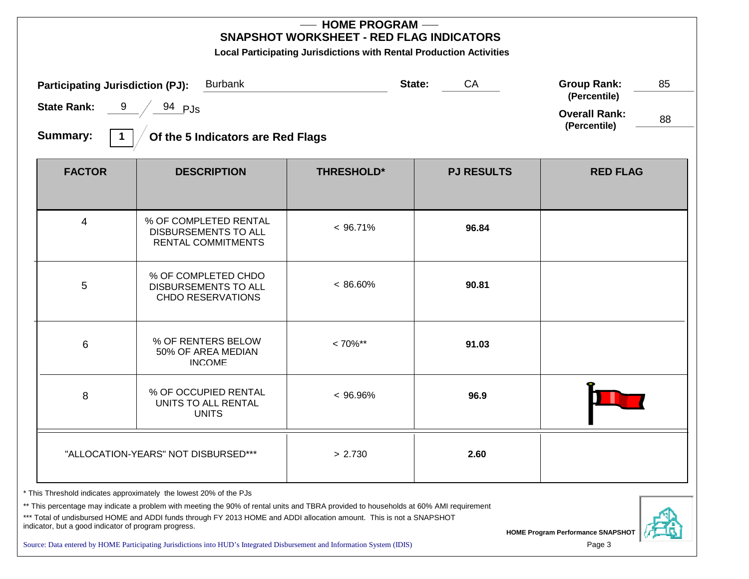# HOME PROGRAM
## SNAPSHOT WORKSHEET - RED FLAG INDICATORS
**Local Participating Jurisdictions with Rental Production Activities**

**Participating Jurisdiction (PJ):** Burbank **State:** CA **Group Rank:** 85 **(Percentile)**

**State Rank:** 9 / 94 PJs **Overall Rank:** 88 **(Percentile)**

**Summary:** 1 / **Of the 5 Indicators are Red Flags**

| FACTOR | DESCRIPTION | THRESHOLD* | PJ RESULTS | RED FLAG |
|---|---|---|---|---|
| 4 | % OF COMPLETED RENTAL DISBURSEMENTS TO ALL RENTAL COMMITMENTS | < 96.71% | **96.84** | |
| 5 | % OF COMPLETED CHDO DISBURSEMENTS TO ALL CHDO RESERVATIONS | < 86.60% | **90.81** | |
| 6 | % OF RENTERS BELOW 50% OF AREA MEDIAN INCOME | < 70%** | **91.03** | |
| 8 | % OF OCCUPIED RENTAL UNITS TO ALL RENTAL UNITS | < 96.96% | **96.9** | Red Flag |
| "ALLOCATION-YEARS" NOT DISBURSED*** | | > 2.730 | **2.60** | |

* This Threshold indicates approximately the lowest 20% of the PJs

** This percentage may indicate a problem with meeting the 90% of rental units and TBRA provided to households at 60% AMI requirement

*** Total of undisbursed HOME and ADDI funds through FY 2013 HOME and ADDI allocation amount. This is not a SNAPSHOT indicator, but a good indicator of program progress.

Source: Data entered by HOME Participating Jurisdictions into HUD's Integrated Disbursement and Information System (IDIS)